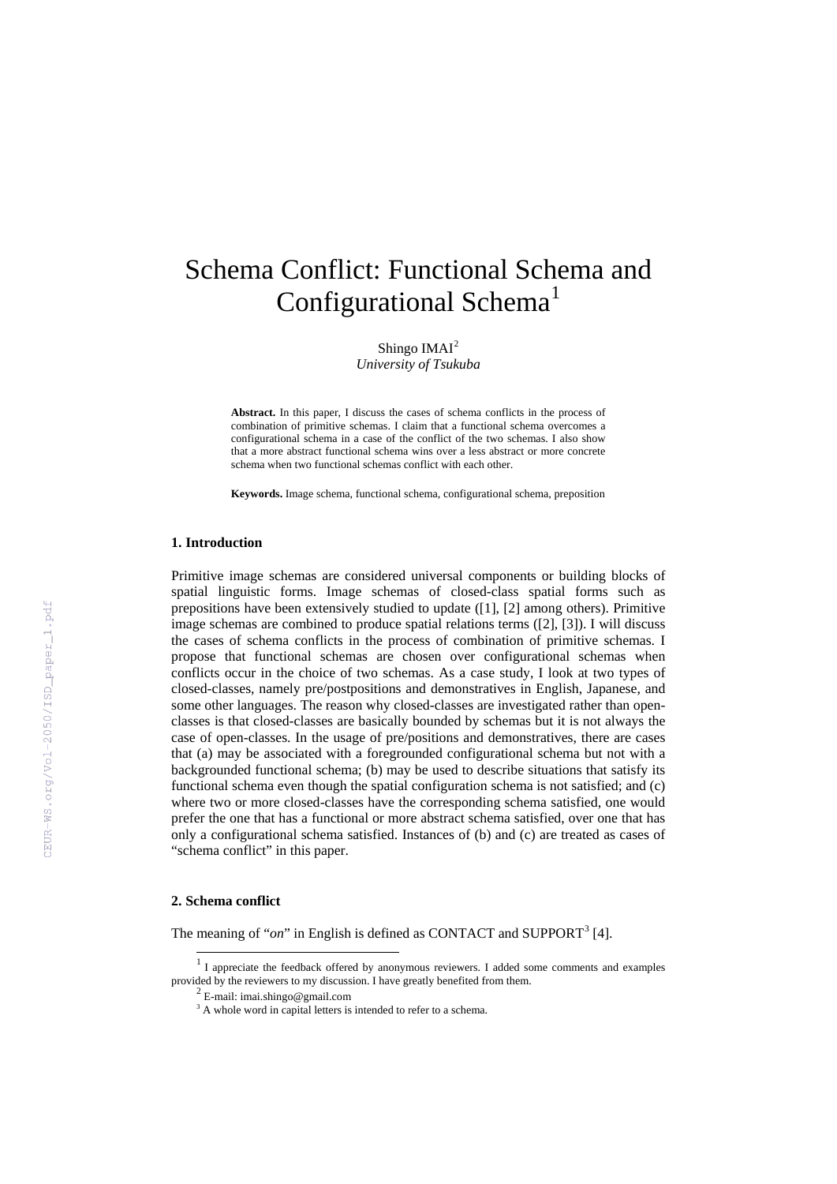# Schema Conflict: Functional Schema and Configurational Schema[1]

Shingo IMAI[2]
*University of Tsukuba*

**Abstract.** In this paper, I discuss the cases of schema conflicts in the process of combination of primitive schemas. I claim that a functional schema overcomes a configurational schema in a case of the conflict of the two schemas. I also show that a more abstract functional schema wins over a less abstract or more concrete schema when two functional schemas conflict with each other.

**Keywords.** Image schema, functional schema, configurational schema, preposition

## 1. Introduction

Primitive image schemas are considered universal components or building blocks of spatial linguistic forms. Image schemas of closed-class spatial forms such as prepositions have been extensively studied to update ([1], [2] among others). Primitive image schemas are combined to produce spatial relations terms ([2], [3]). I will discuss the cases of schema conflicts in the process of combination of primitive schemas. I propose that functional schemas are chosen over configurational schemas when conflicts occur in the choice of two schemas. As a case study, I look at two types of closed-classes, namely pre/postpositions and demonstratives in English, Japanese, and some other languages. The reason why closed-classes are investigated rather than open-classes is that closed-classes are basically bounded by schemas but it is not always the case of open-classes. In the usage of pre/positions and demonstratives, there are cases that (a) may be associated with a foregrounded configurational schema but not with a backgrounded functional schema; (b) may be used to describe situations that satisfy its functional schema even though the spatial configuration schema is not satisfied; and (c) where two or more closed-classes have the corresponding schema satisfied, one would prefer the one that has a functional or more abstract schema satisfied, over one that has only a configurational schema satisfied. Instances of (b) and (c) are treated as cases of "schema conflict" in this paper.

## 2. Schema conflict

The meaning of "*on*" in English is defined as CONTACT and SUPPORT[3] [4].

---

[1] I appreciate the feedback offered by anonymous reviewers. I added some comments and examples provided by the reviewers to my discussion. I have greatly benefited from them.

[2] E-mail: imai.shingo@gmail.com

[3] A whole word in capital letters is intended to refer to a schema.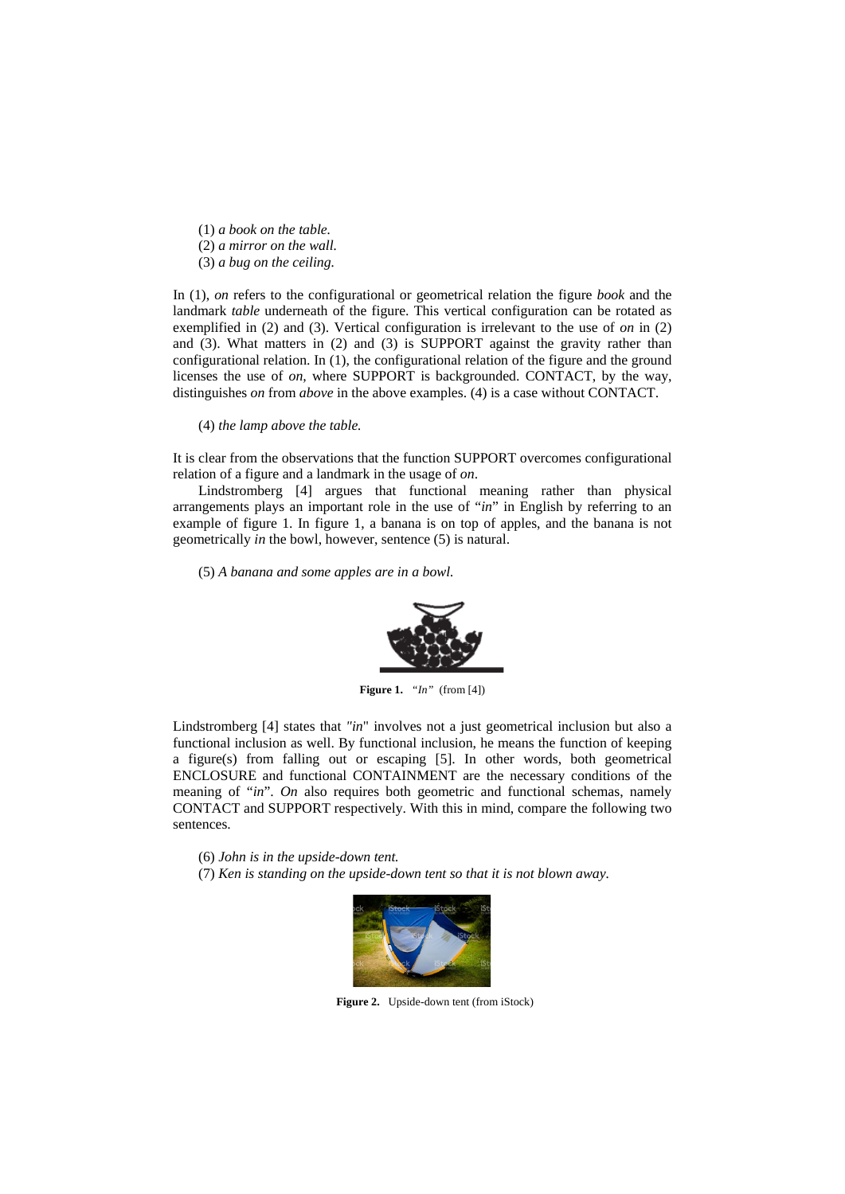(1) *a book on the table.*
(2) *a mirror on the wall.*
(3) *a bug on the ceiling.*

In (1), *on* refers to the configurational or geometrical relation the figure *book* and the landmark *table* underneath of the figure. This vertical configuration can be rotated as exemplified in (2) and (3). Vertical configuration is irrelevant to the use of *on* in (2) and (3). What matters in (2) and (3) is SUPPORT against the gravity rather than configurational relation. In (1), the configurational relation of the figure and the ground licenses the use of *on*, where SUPPORT is backgrounded. CONTACT, by the way, distinguishes *on* from *above* in the above examples. (4) is a case without CONTACT.

(4) *the lamp above the table.*

It is clear from the observations that the function SUPPORT overcomes configurational relation of a figure and a landmark in the usage of *on*.

Lindstromberg [4] argues that functional meaning rather than physical arrangements plays an important role in the use of "*in*" in English by referring to an example of figure 1. In figure 1, a banana is on top of apples, and the banana is not geometrically *in* the bowl, however, sentence (5) is natural.

(5) *A banana and some apples are in a bowl.*

**Figure 1.** *"In"* (from [4])

Lindstromberg [4] states that *"in*" involves not a just geometrical inclusion but also a functional inclusion as well. By functional inclusion, he means the function of keeping a figure(s) from falling out or escaping [5]. In other words, both geometrical ENCLOSURE and functional CONTAINMENT are the necessary conditions of the meaning of "*in*". *On* also requires both geometric and functional schemas, namely CONTACT and SUPPORT respectively. With this in mind, compare the following two sentences.

(6) *John is in the upside-down tent.*
(7) *Ken is standing on the upside-down tent so that it is not blown away.*

**Figure 2.** Upside-down tent (from iStock)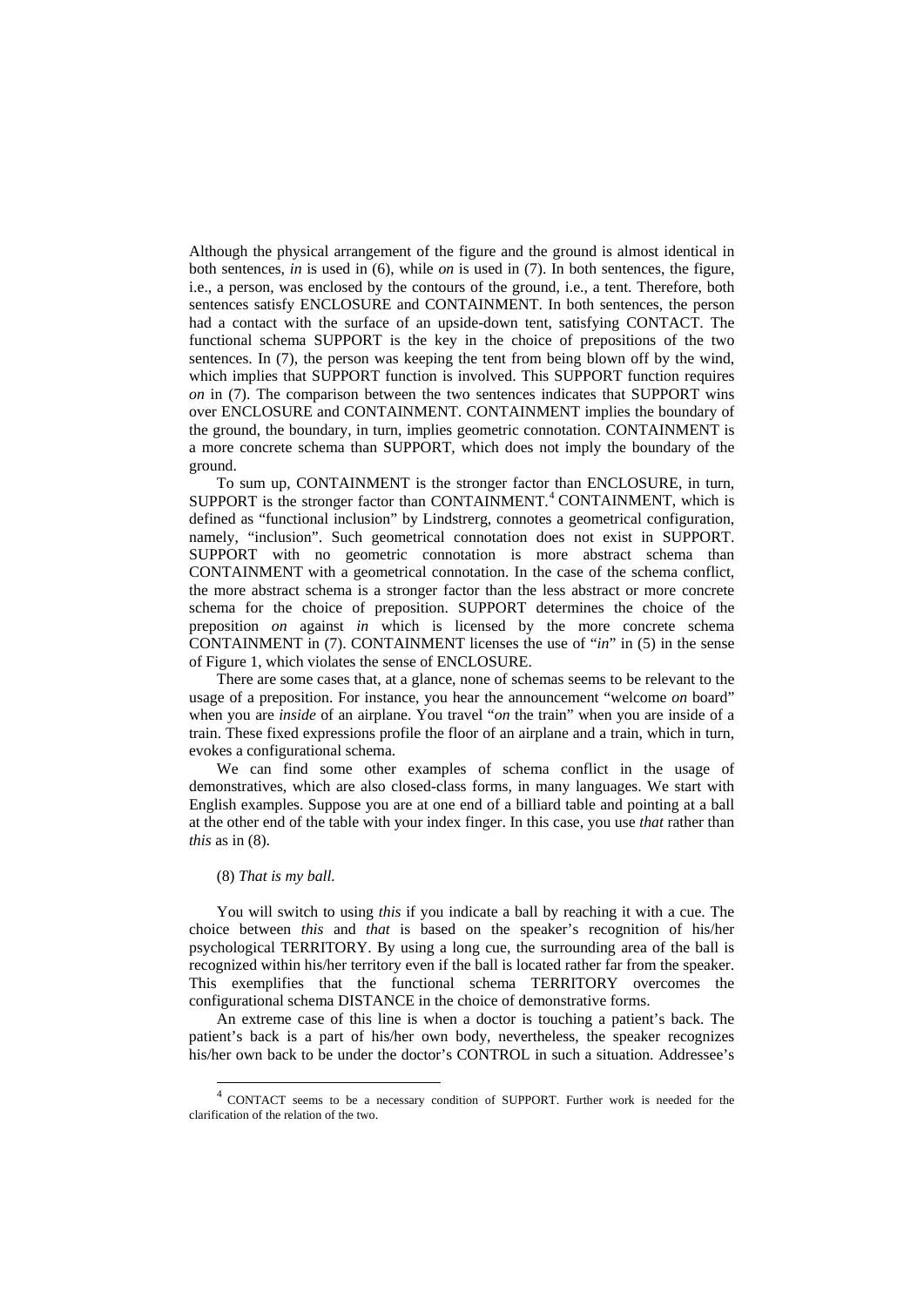Although the physical arrangement of the figure and the ground is almost identical in both sentences, *in* is used in (6), while *on* is used in (7). In both sentences, the figure, i.e., a person, was enclosed by the contours of the ground, i.e., a tent. Therefore, both sentences satisfy ENCLOSURE and CONTAINMENT. In both sentences, the person had a contact with the surface of an upside-down tent, satisfying CONTACT. The functional schema SUPPORT is the key in the choice of prepositions of the two sentences. In (7), the person was keeping the tent from being blown off by the wind, which implies that SUPPORT function is involved. This SUPPORT function requires *on* in (7). The comparison between the two sentences indicates that SUPPORT wins over ENCLOSURE and CONTAINMENT. CONTAINMENT implies the boundary of the ground, the boundary, in turn, implies geometric connotation. CONTAINMENT is a more concrete schema than SUPPORT, which does not imply the boundary of the ground.

To sum up, CONTAINMENT is the stronger factor than ENCLOSURE, in turn, SUPPORT is the stronger factor than CONTAINMENT.[4] CONTAINMENT, which is defined as "functional inclusion" by Lindstrerg, connotes a geometrical configuration, namely, "inclusion". Such geometrical connotation does not exist in SUPPORT. SUPPORT with no geometric connotation is more abstract schema than CONTAINMENT with a geometrical connotation. In the case of the schema conflict, the more abstract schema is a stronger factor than the less abstract or more concrete schema for the choice of preposition. SUPPORT determines the choice of the preposition *on* against *in* which is licensed by the more concrete schema CONTAINMENT in (7). CONTAINMENT licenses the use of "*in*" in (5) in the sense of Figure 1, which violates the sense of ENCLOSURE.

There are some cases that, at a glance, none of schemas seems to be relevant to the usage of a preposition. For instance, you hear the announcement "welcome *on* board" when you are *inside* of an airplane. You travel "*on* the train" when you are inside of a train. These fixed expressions profile the floor of an airplane and a train, which in turn, evokes a configurational schema.

We can find some other examples of schema conflict in the usage of demonstratives, which are also closed-class forms, in many languages. We start with English examples. Suppose you are at one end of a billiard table and pointing at a ball at the other end of the table with your index finger. In this case, you use *that* rather than *this* as in (8).

(8) *That is my ball.*

You will switch to using *this* if you indicate a ball by reaching it with a cue. The choice between *this* and *that* is based on the speaker's recognition of his/her psychological TERRITORY. By using a long cue, the surrounding area of the ball is recognized within his/her territory even if the ball is located rather far from the speaker. This exemplifies that the functional schema TERRITORY overcomes the configurational schema DISTANCE in the choice of demonstrative forms.

An extreme case of this line is when a doctor is touching a patient's back. The patient's back is a part of his/her own body, nevertheless, the speaker recognizes his/her own back to be under the doctor's CONTROL in such a situation. Addressee's

---

[4] CONTACT seems to be a necessary condition of SUPPORT. Further work is needed for the clarification of the relation of the two.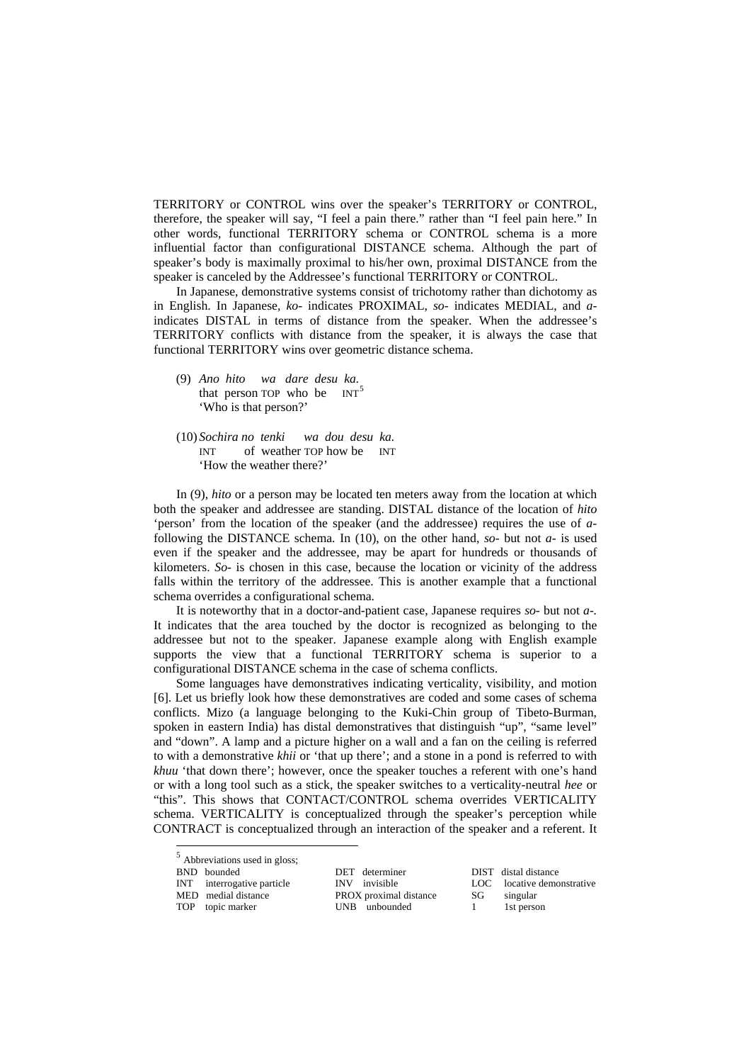TERRITORY or CONTROL wins over the speaker's TERRITORY or CONTROL, therefore, the speaker will say, "I feel a pain there." rather than "I feel pain here." In other words, functional TERRITORY schema or CONTROL schema is a more influential factor than configurational DISTANCE schema. Although the part of speaker's body is maximally proximal to his/her own, proximal DISTANCE from the speaker is canceled by the Addressee's functional TERRITORY or CONTROL.

In Japanese, demonstrative systems consist of trichotomy rather than dichotomy as in English. In Japanese, *ko-* indicates PROXIMAL, *so-* indicates MEDIAL, and *a-* indicates DISTAL in terms of distance from the speaker. When the addressee's TERRITORY conflicts with distance from the speaker, it is always the case that functional TERRITORY wins over geometric distance schema.

(9) *Ano hito wa dare desu ka.*
that person TOP who be INT[5]
'Who is that person?'

(10) *Sochira no tenki wa dou desu ka.*
INT of weather TOP how be INT
'How the weather there?'

In (9), *hito* or a person may be located ten meters away from the location at which both the speaker and addressee are standing. DISTAL distance of the location of *hito* 'person' from the location of the speaker (and the addressee) requires the use of *a-* following the DISTANCE schema. In (10), on the other hand, *so-* but not *a-* is used even if the speaker and the addressee, may be apart for hundreds or thousands of kilometers. *So-* is chosen in this case, because the location or vicinity of the address falls within the territory of the addressee. This is another example that a functional schema overrides a configurational schema.

It is noteworthy that in a doctor-and-patient case, Japanese requires *so-* but not *a-*. It indicates that the area touched by the doctor is recognized as belonging to the addressee but not to the speaker. Japanese example along with English example supports the view that a functional TERRITORY schema is superior to a configurational DISTANCE schema in the case of schema conflicts.

Some languages have demonstratives indicating verticality, visibility, and motion [6]. Let us briefly look how these demonstratives are coded and some cases of schema conflicts. Mizo (a language belonging to the Kuki-Chin group of Tibeto-Burman, spoken in eastern India) has distal demonstratives that distinguish "up", "same level" and "down". A lamp and a picture higher on a wall and a fan on the ceiling is referred to with a demonstrative *khii* or 'that up there'; and a stone in a pond is referred to with *khuu* 'that down there'; however, once the speaker touches a referent with one's hand or with a long tool such as a stick, the speaker switches to a verticality-neutral *hee* or "this". This shows that CONTACT/CONTROL schema overrides VERTICALITY schema. VERTICALITY is conceptualized through the speaker's perception while CONTRACT is conceptualized through an interaction of the speaker and a referent. It

---

[5] Abbreviations used in gloss;

| | | | | | |
|---|---|---|---|---|---|
| BND | bounded | DET | determiner | DIST | distal distance |
| INT | interrogative particle | INV | invisible | LOC | locative demonstrative |
| MED | medial distance | PROX | proximal distance | SG | singular |
| TOP | topic marker | UNB | unbounded | 1 | 1st person |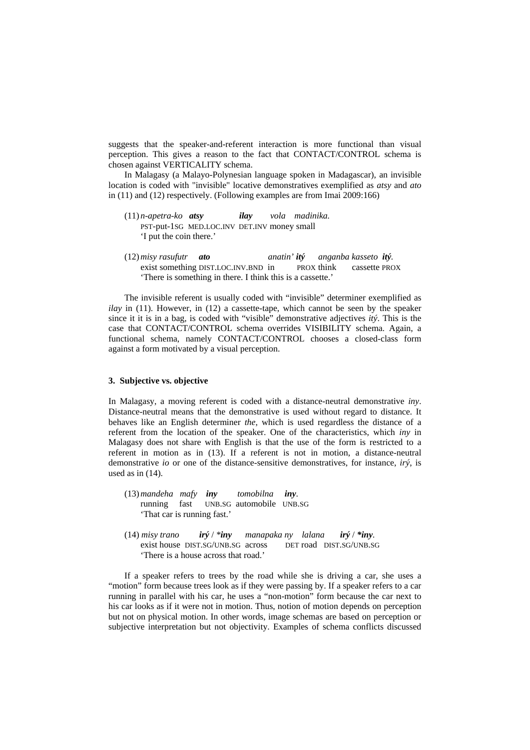suggests that the speaker-and-referent interaction is more functional than visual perception. This gives a reason to the fact that CONTACT/CONTROL schema is chosen against VERTICALITY schema.

In Malagasy (a Malayo-Polynesian language spoken in Madagascar), an invisible location is coded with "invisible" locative demonstratives exemplified as *atsy* and *ato* in (11) and (12) respectively. (Following examples are from Imai 2009:166)

(11) *n-apetra-ko* ***atsy*** ***ilay*** *vola madinika.*
PST-put-1SG MED.LOC.INV DET.INV money small
'I put the coin there.'

(12) *misy rasufutr* ***ato*** *anatin'* ***itý*** *anganba kasseto* ***itý****.*
exist something DIST.LOC.INV.BND in PROX think cassette PROX
'There is something in there. I think this is a cassette.'

The invisible referent is usually coded with "invisible" determiner exemplified as *ilay* in (11). However, in (12) a cassette-tape, which cannot be seen by the speaker since it it is in a bag, is coded with "visible" demonstrative adjectives *itý*. This is the case that CONTACT/CONTROL schema overrides VISIBILITY schema. Again, a functional schema, namely CONTACT/CONTROL chooses a closed-class form against a form motivated by a visual perception.

### 3. Subjective vs. objective

In Malagasy, a moving referent is coded with a distance-neutral demonstrative *iny*. Distance-neutral means that the demonstrative is used without regard to distance. It behaves like an English determiner *the*, which is used regardless the distance of a referent from the location of the speaker. One of the characteristics, which *iny* in Malagasy does not share with English is that the use of the form is restricted to a referent in motion as in (13). If a referent is not in motion, a distance-neutral demonstrative *io* or one of the distance-sensitive demonstratives, for instance, *irý*, is used as in (14).

(13) *mandeha mafy* ***iny*** *tomobilna* ***iny****.*
running fast UNB.SG automobile UNB.SG
'That car is running fast.'

(14) *misy trano* ***irý*** / *****iny*** *manapaka ny lalana* ***irý*** / ****iny****.*
exist house DIST.SG/UNB.SG across DET road DIST.SG/UNB.SG
'There is a house across that road.'

If a speaker refers to trees by the road while she is driving a car, she uses a "motion" form because trees look as if they were passing by. If a speaker refers to a car running in parallel with his car, he uses a "non-motion" form because the car next to his car looks as if it were not in motion. Thus, notion of motion depends on perception but not on physical motion. In other words, image schemas are based on perception or subjective interpretation but not objectivity. Examples of schema conflicts discussed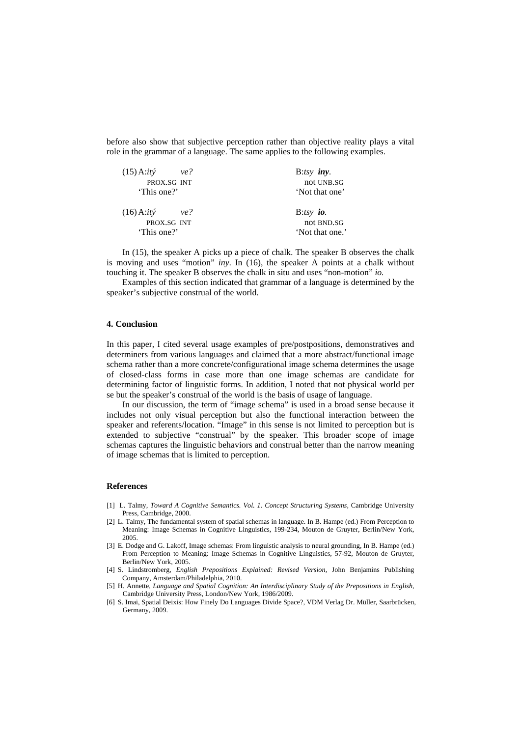before also show that subjective perception rather than objective reality plays a vital role in the grammar of a language. The same applies to the following examples.

```
(15) A:itý         ve?                    B:tsy  iny.
        PROX.SG INT                            not UNB.SG
        'This one?'                            'Not that one'

(16) A:itý         ve?                    B:tsy  io.
        PROX.SG INT                            not BND.SG
        'This one?'                            'Not that one.'
```

In (15), the speaker A picks up a piece of chalk. The speaker B observes the chalk is moving and uses "motion" *iny*. In (16), the speaker A points at a chalk without touching it. The speaker B observes the chalk in situ and uses "non-motion" *io*.

Examples of this section indicated that grammar of a language is determined by the speaker's subjective construal of the world.

## 4. Conclusion

In this paper, I cited several usage examples of pre/postpositions, demonstratives and determiners from various languages and claimed that a more abstract/functional image schema rather than a more concrete/configurational image schema determines the usage of closed-class forms in case more than one image schemas are candidate for determining factor of linguistic forms. In addition, I noted that not physical world per se but the speaker's construal of the world is the basis of usage of language.

In our discussion, the term of "image schema" is used in a broad sense because it includes not only visual perception but also the functional interaction between the speaker and referents/location. "Image" in this sense is not limited to perception but is extended to subjective "construal" by the speaker. This broader scope of image schemas captures the linguistic behaviors and construal better than the narrow meaning of image schemas that is limited to perception.

## References

[1] L. Talmy, *Toward A Cognitive Semantics. Vol. 1. Concept Structuring Systems*, Cambridge University Press, Cambridge, 2000.

[2] L. Talmy, The fundamental system of spatial schemas in language. In B. Hampe (ed.) From Perception to Meaning: Image Schemas in Cognitive Linguistics, 199-234, Mouton de Gruyter, Berlin/New York, 2005.

[3] E. Dodge and G. Lakoff, Image schemas: From linguistic analysis to neural grounding, In B. Hampe (ed.) From Perception to Meaning: Image Schemas in Cognitive Linguistics, 57-92, Mouton de Gruyter, Berlin/New York, 2005.

[4] S. Lindstromberg, *English Prepositions Explained: Revised Version*, John Benjamins Publishing Company, Amsterdam/Philadelphia, 2010.

[5] H. Annette, *Language and Spatial Cognition: An Interdisciplinary Study of the Prepositions in English*, Cambridge University Press, London/New York, 1986/2009.

[6] S. Imai, Spatial Deixis: How Finely Do Languages Divide Space?, VDM Verlag Dr. Müller, Saarbrücken, Germany, 2009.